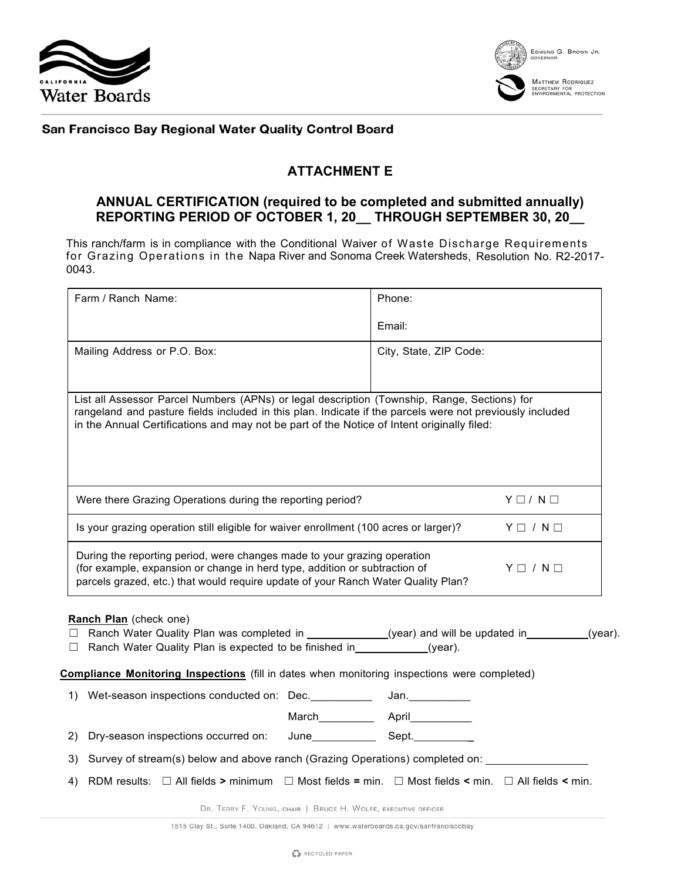California Water Boards

Edmund G. Brown Jr., Governor

Matthew Rodriquez, Secretary for Environmental Protection

**San Francisco Bay Regional Water Quality Control Board**

# ATTACHMENT E

## ANNUAL CERTIFICATION (required to be completed and submitted annually) REPORTING PERIOD OF OCTOBER 1, 20__ THROUGH SEPTEMBER 30, 20__

This ranch/farm is in compliance with the Conditional Waiver of Waste Discharge Requirements for Grazing Operations in the Napa River and Sonoma Creek Watersheds, Resolution No. R2-2017-0043.

| Farm / Ranch Name: | Phone:<br><br>Email: |
|---|---|
| Mailing Address or P.O. Box: | City, State, ZIP Code: |
| List all Assessor Parcel Numbers (APNs) or legal description (Township, Range, Sections) for rangeland and pasture fields included in this plan. Indicate if the parcels were not previously included in the Annual Certifications and may not be part of the Notice of Intent originally filed: | |
| Were there Grazing Operations during the reporting period? | Y ☐ / N ☐ |
| Is your grazing operation still eligible for waiver enrollment (100 acres or larger)? | Y ☐ / N ☐ |
| During the reporting period, were changes made to your grazing operation (for example, expansion or change in herd type, addition or subtraction of parcels grazed, etc.) that would require update of your Ranch Water Quality Plan? | Y ☐ / N ☐ |

**Ranch Plan** (check one)

☐ Ranch Water Quality Plan was completed in ____________(year) and will be updated in __________(year).

☐ Ranch Water Quality Plan is expected to be finished in ___________(year).

**Compliance Monitoring Inspections** (fill in dates when monitoring inspections were completed)

1) Wet-season inspections conducted on: Dec.__________ Jan.__________

   March_________ April__________

2) Dry-season inspections occurred on: June__________ Sept.__________

3) Survey of stream(s) below and above ranch (Grazing Operations) completed on: ________________

4) RDM results: ☐ All fields **>** minimum ☐ Most fields **=** min. ☐ Most fields **<** min. ☐ All fields **<** min.

Dr. Terry F. Young, chair | Bruce H. Wolfe, executive officer

1515 Clay St., Suite 1400, Oakland, CA 94612 | www.waterboards.ca.gov/sanfranciscobay

Recycled Paper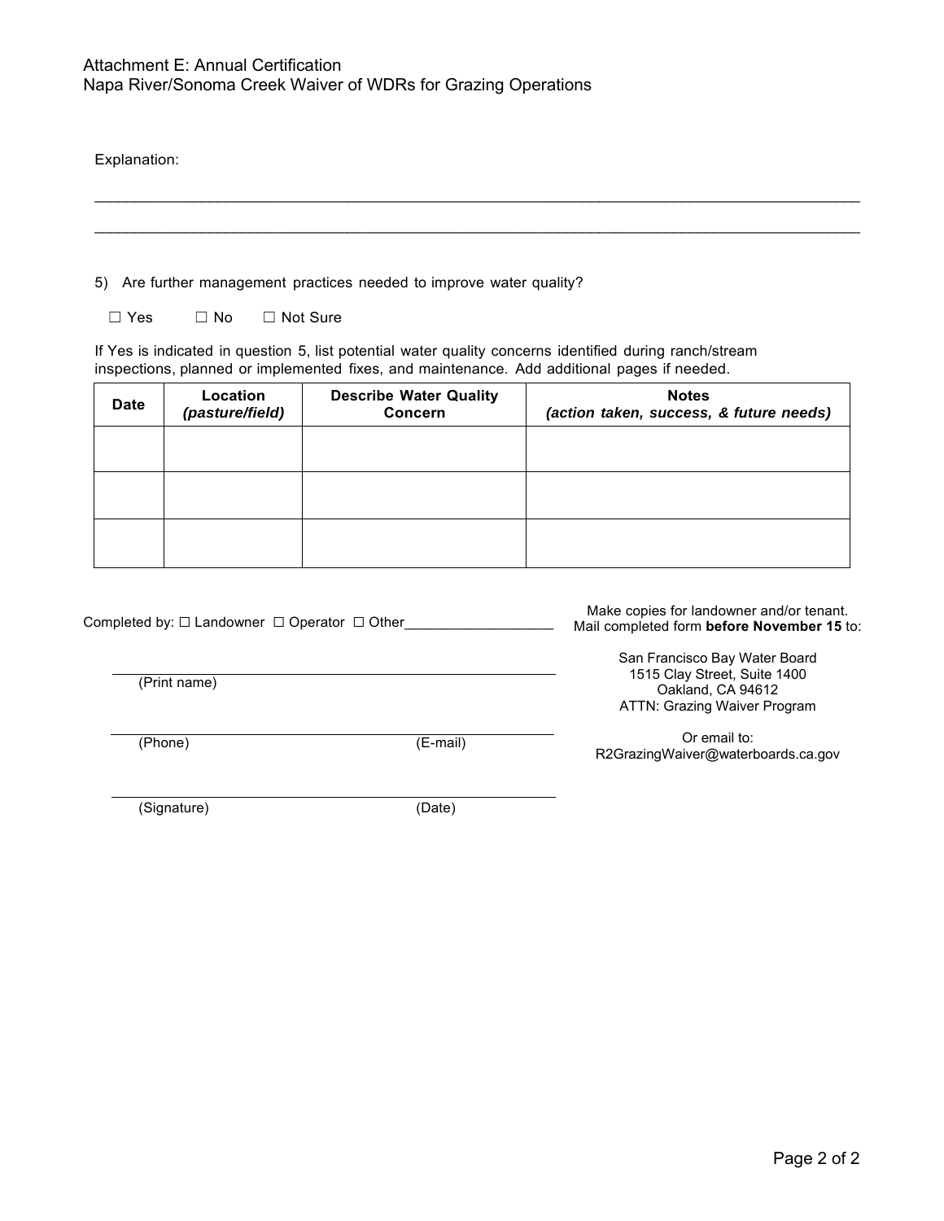Explanation:

\_\_\_\_\_\_\_\_\_\_\_\_\_\_\_\_\_\_\_\_\_\_\_\_\_\_\_\_\_\_\_\_\_\_\_\_\_\_\_\_\_\_\_\_\_\_\_\_\_\_\_\_\_\_\_\_\_\_\_\_\_\_\_\_\_\_\_\_\_\_\_\_\_\_\_\_\_\_

\_\_\_\_\_\_\_\_\_\_\_\_\_\_\_\_\_\_\_\_\_\_\_\_\_\_\_\_\_\_\_\_\_\_\_\_\_\_\_\_\_\_\_\_\_\_\_\_\_\_\_\_\_\_\_\_\_\_\_\_\_\_\_\_\_\_\_\_\_\_\_\_\_\_\_\_\_\_

5) Are further management practices needed to improve water quality?

☐ Yes ☐ No ☐ Not Sure

If Yes is indicated in question 5, list potential water quality concerns identified during ranch/stream inspections, planned or implemented fixes, and maintenance. Add additional pages if needed.

| Date | Location *(pasture/field)* | Describe Water Quality Concern | Notes *(action taken, success, & future needs)* |
|---|---|---|---|
| | | | |
| | | | |
| | | | |

Completed by: ☐ Landowner ☐ Operator ☐ Other\_\_\_\_\_\_\_\_\_\_\_\_\_\_\_\_\_\_

\_\_\_\_\_\_\_\_\_\_\_\_\_\_\_\_\_\_\_\_\_\_\_\_\_\_\_\_\_\_\_\_\_\_\_\_\_\_\_\_\_\_\_\_
(Print name)

\_\_\_\_\_\_\_\_\_\_\_\_\_\_\_\_\_\_\_\_\_\_\_\_\_\_\_\_\_\_\_\_\_\_\_\_\_\_\_\_\_\_\_\_
(Phone) (E-mail)

\_\_\_\_\_\_\_\_\_\_\_\_\_\_\_\_\_\_\_\_\_\_\_\_\_\_\_\_\_\_\_\_\_\_\_\_\_\_\_\_\_\_\_\_
(Signature) (Date)

Make copies for landowner and/or tenant.
Mail completed form **before November 15** to:

San Francisco Bay Water Board
1515 Clay Street, Suite 1400
Oakland, CA 94612
ATTN: Grazing Waiver Program

Or email to:
R2GrazingWaiver@waterboards.ca.gov